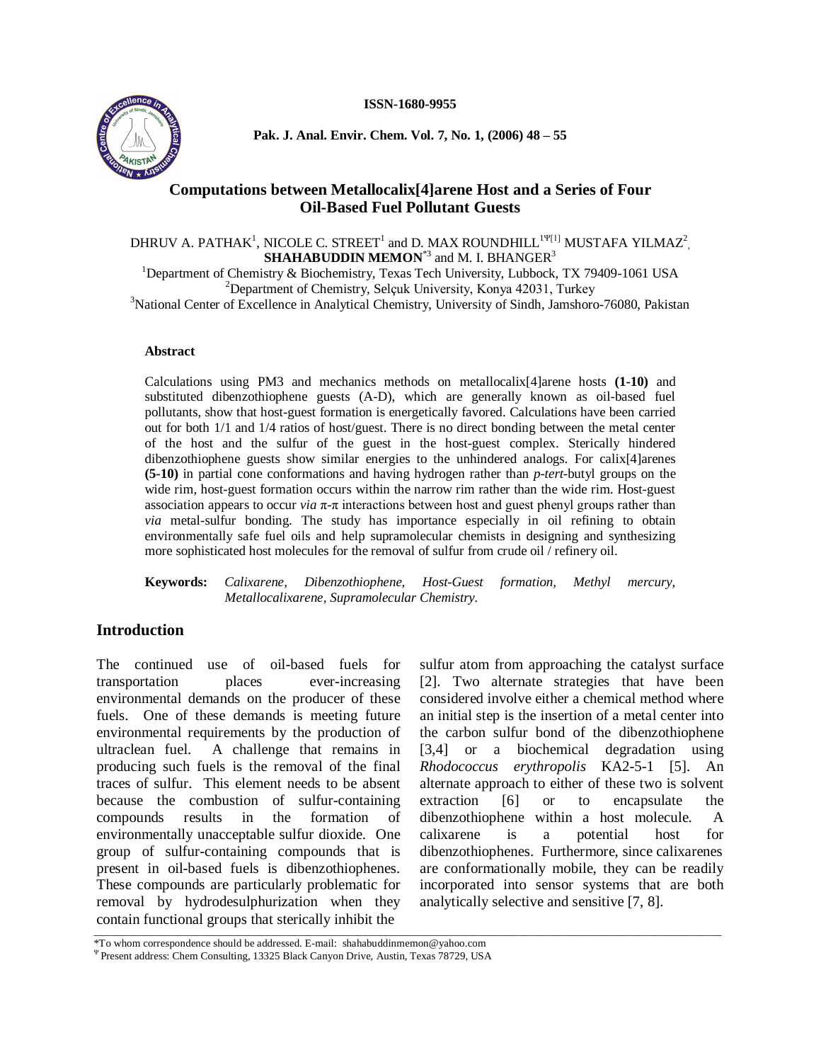ISSN-1680-9955

# Computations between Metallocalix[4]arene Host and a Series of Four Oil-Based Fuel Pollutant Guests

DHRUV A. PATHAK[1], NICOLE C. STREET[1] and D. MAX ROUNDHILL[1Ψ[1]] MUSTAFA YILMAZ[2], **SHAHABUDDIN MEMON**[*3] and M. I. BHANGER[3]

[1]Department of Chemistry & Biochemistry, Texas Tech University, Lubbock, TX 79409-1061 USA
[2]Department of Chemistry, Selçuk University, Konya 42031, Turkey
[3]National Center of Excellence in Analytical Chemistry, University of Sindh, Jamshoro-76080, Pakistan

### Abstract

Calculations using PM3 and mechanics methods on metallocalix[4]arene hosts **(1-10)** and substituted dibenzothiophene guests (A-D), which are generally known as oil-based fuel pollutants, show that host-guest formation is energetically favored. Calculations have been carried out for both 1/1 and 1/4 ratios of host/guest. There is no direct bonding between the metal center of the host and the sulfur of the guest in the host-guest complex. Sterically hindered dibenzothiophene guests show similar energies to the unhindered analogs. For calix[4]arenes **(5-10)** in partial cone conformations and having hydrogen rather than *p-tert*-butyl groups on the wide rim, host-guest formation occurs within the narrow rim rather than the wide rim. Host-guest association appears to occur *via* π-π interactions between host and guest phenyl groups rather than *via* metal-sulfur bonding. The study has importance especially in oil refining to obtain environmentally safe fuel oils and help supramolecular chemists in designing and synthesizing more sophisticated host molecules for the removal of sulfur from crude oil / refinery oil.

**Keywords:** *Calixarene, Dibenzothiophene, Host-Guest formation, Methyl mercury, Metallocalixarene, Supramolecular Chemistry.*

## Introduction

The continued use of oil-based fuels for transportation places ever-increasing environmental demands on the producer of these fuels. One of these demands is meeting future environmental requirements by the production of ultraclean fuel. A challenge that remains in producing such fuels is the removal of the final traces of sulfur. This element needs to be absent because the combustion of sulfur-containing compounds results in the formation of environmentally unacceptable sulfur dioxide. One group of sulfur-containing compounds that is present in oil-based fuels is dibenzothiophenes. These compounds are particularly problematic for removal by hydrodesulphurization when they contain functional groups that sterically inhibit the sulfur atom from approaching the catalyst surface [2]. Two alternate strategies that have been considered involve either a chemical method where an initial step is the insertion of a metal center into the carbon sulfur bond of the dibenzothiophene [3,4] or a biochemical degradation using *Rhodococcus erythropolis* KA2-5-1 [5]. An alternate approach to either of these two is solvent extraction [6] or to encapsulate the dibenzothiophene within a host molecule. A calixarene is a potential host for dibenzothiophenes. Furthermore, since calixarenes are conformationally mobile, they can be readily incorporated into sensor systems that are both analytically selective and sensitive [7, 8].

---

*To whom correspondence should be addressed. E-mail: shahabuddinmemon@yahoo.com
Ψ Present address: Chem Consulting, 13325 Black Canyon Drive, Austin, Texas 78729, USA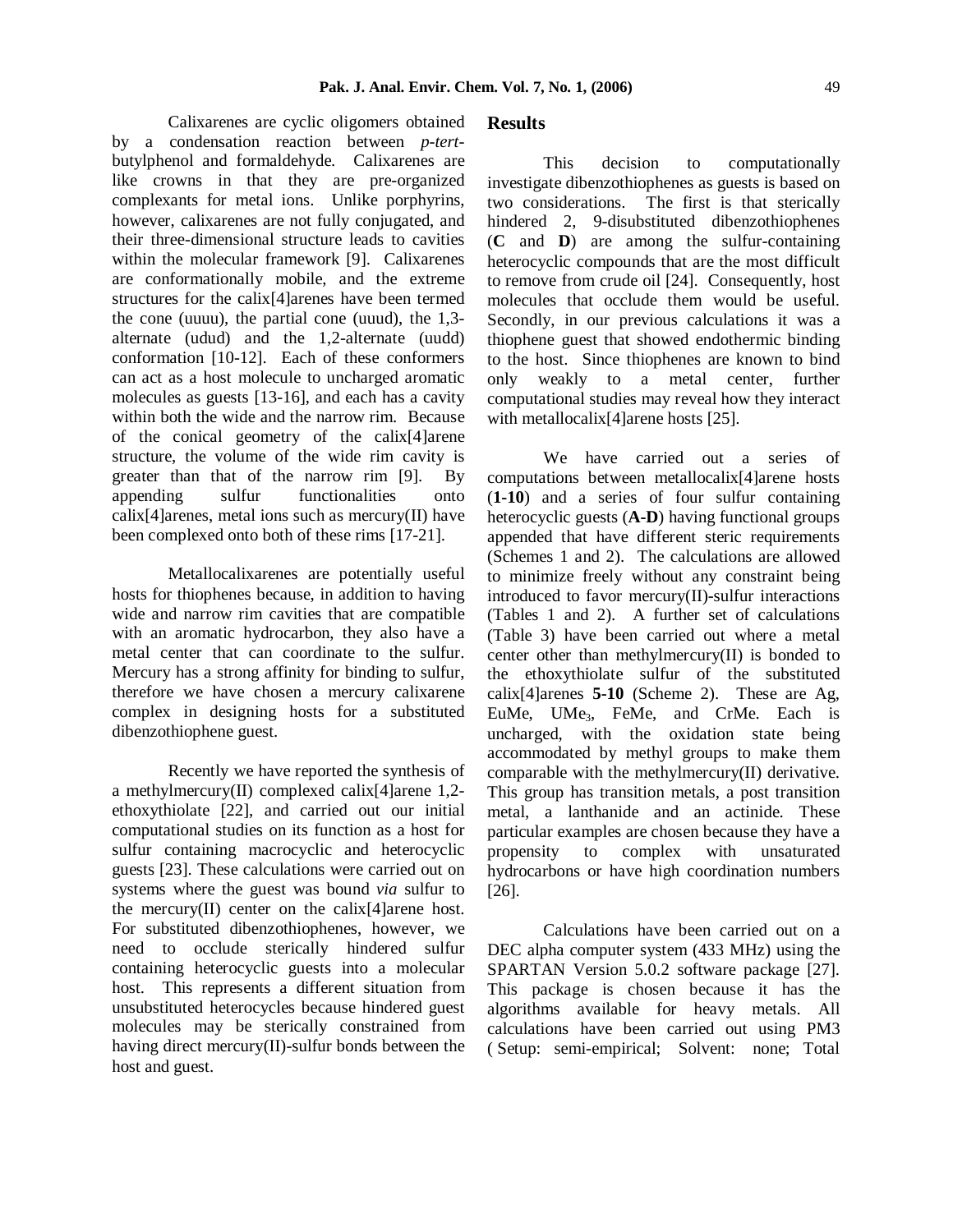Calixarenes are cyclic oligomers obtained by a condensation reaction between *p-tert*-butylphenol and formaldehyde. Calixarenes are like crowns in that they are pre-organized complexants for metal ions. Unlike porphyrins, however, calixarenes are not fully conjugated, and their three-dimensional structure leads to cavities within the molecular framework [9]. Calixarenes are conformationally mobile, and the extreme structures for the calix[4]arenes have been termed the cone (uuuu), the partial cone (uuud), the 1,3-alternate (udud) and the 1,2-alternate (uudd) conformation [10-12]. Each of these conformers can act as a host molecule to uncharged aromatic molecules as guests [13-16], and each has a cavity within both the wide and the narrow rim. Because of the conical geometry of the calix[4]arene structure, the volume of the wide rim cavity is greater than that of the narrow rim [9]. By appending sulfur functionalities onto calix[4]arenes, metal ions such as mercury(II) have been complexed onto both of these rims [17-21].

Metallocalixarenes are potentially useful hosts for thiophenes because, in addition to having wide and narrow rim cavities that are compatible with an aromatic hydrocarbon, they also have a metal center that can coordinate to the sulfur. Mercury has a strong affinity for binding to sulfur, therefore we have chosen a mercury calixarene complex in designing hosts for a substituted dibenzothiophene guest.

Recently we have reported the synthesis of a methylmercury(II) complexed calix[4]arene 1,2-ethoxythiolate [22], and carried out our initial computational studies on its function as a host for sulfur containing macrocyclic and heterocyclic guests [23]. These calculations were carried out on systems where the guest was bound *via* sulfur to the mercury(II) center on the calix[4]arene host. For substituted dibenzothiophenes, however, we need to occlude sterically hindered sulfur containing heterocyclic guests into a molecular host. This represents a different situation from unsubstituted heterocycles because hindered guest molecules may be sterically constrained from having direct mercury(II)-sulfur bonds between the host and guest.

## Results

This decision to computationally investigate dibenzothiophenes as guests is based on two considerations. The first is that sterically hindered 2, 9-disubstituted dibenzothiophenes (**C** and **D**) are among the sulfur-containing heterocyclic compounds that are the most difficult to remove from crude oil [24]. Consequently, host molecules that occlude them would be useful. Secondly, in our previous calculations it was a thiophene guest that showed endothermic binding to the host. Since thiophenes are known to bind only weakly to a metal center, further computational studies may reveal how they interact with metallocalix[4]arene hosts [25].

We have carried out a series of computations between metallocalix[4]arene hosts (**1-10**) and a series of four sulfur containing heterocyclic guests (**A-D**) having functional groups appended that have different steric requirements (Schemes 1 and 2). The calculations are allowed to minimize freely without any constraint being introduced to favor mercury(II)-sulfur interactions (Tables 1 and 2). A further set of calculations (Table 3) have been carried out where a metal center other than methylmercury(II) is bonded to the ethoxythiolate sulfur of the substituted calix[4]arenes **5-10** (Scheme 2). These are Ag, EuMe, $UMe_3$, FeMe, and CrMe. Each is uncharged, with the oxidation state being accommodated by methyl groups to make them comparable with the methylmercury(II) derivative. This group has transition metals, a post transition metal, a lanthanide and an actinide. These particular examples are chosen because they have a propensity to complex with unsaturated hydrocarbons or have high coordination numbers [26].

Calculations have been carried out on a DEC alpha computer system (433 MHz) using the SPARTAN Version 5.0.2 software package [27]. This package is chosen because it has the algorithms available for heavy metals. All calculations have been carried out using PM3 ( Setup: semi-empirical; Solvent: none; Total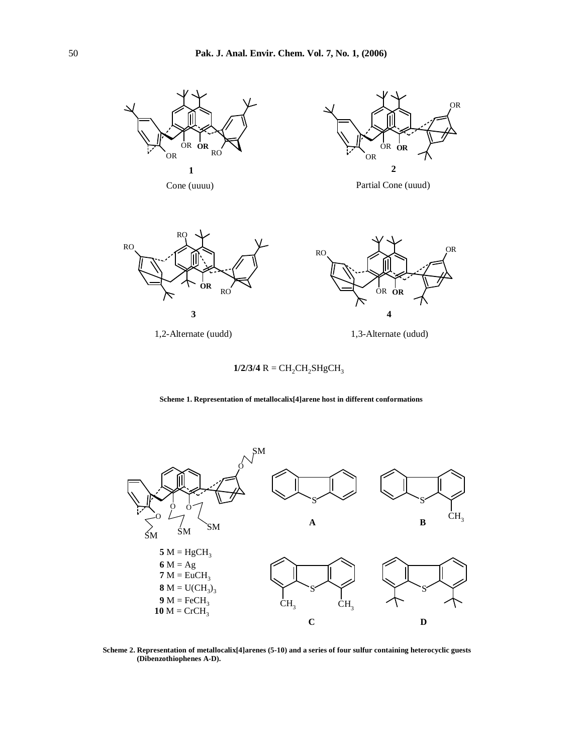1
Cone (uuuu)

2
Partial Cone (uuud)

3
1,2-Alternate (uudd)

4
1,3-Alternate (udud)

**1/2/3/4** R = $CH_2CH_2SHgCH_3$

**Scheme 1. Representation of metallocalix[4]arene host in different conformations**

**5** M = $HgCH_3$
**6** M = Ag
**7** M = $EuCH_3$
**8** M = $U(CH_3)_3$
**9** M = $FeCH_3$
**10** M = $CrCH_3$

A B C D

**Scheme 2. Representation of metallocalix[4]arenes (5-10) and a series of four sulfur containing heterocyclic guests (Dibenzothiophenes A-D).**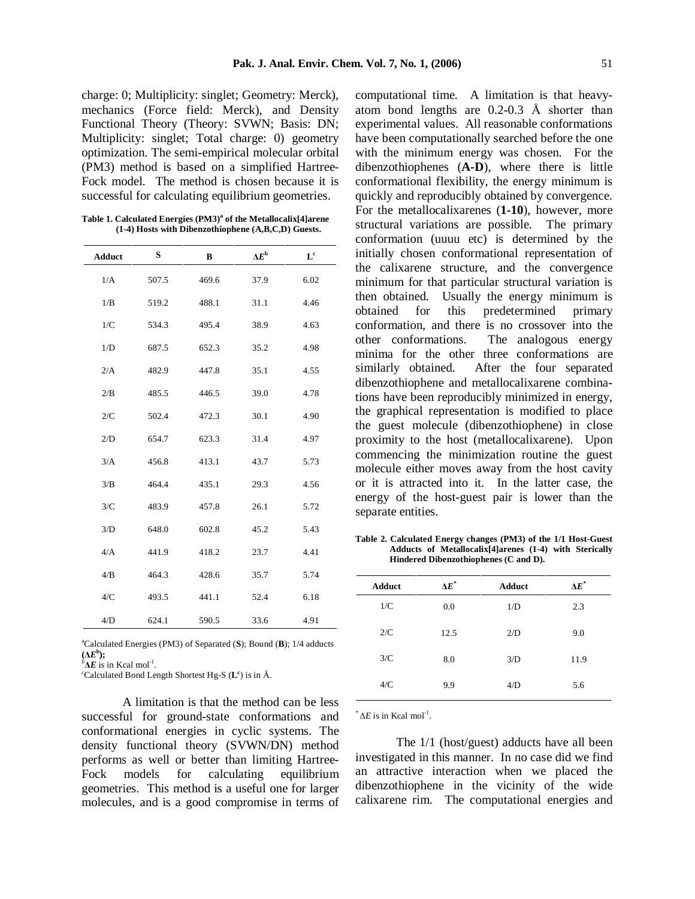charge: 0; Multiplicity: singlet; Geometry: Merck), mechanics (Force field: Merck), and Density Functional Theory (Theory: SVWN; Basis: DN; Multiplicity: singlet; Total charge: 0) geometry optimization. The semi-empirical molecular orbital (PM3) method is based on a simplified Hartree-Fock model. The method is chosen because it is successful for calculating equilibrium geometries.

**Table 1. Calculated Energies (PM3)[a] of the Metallocalix[4]arene (1-4) Hosts with Dibenzothiophene (A,B,C,D) Guests.**

| Adduct | S | B | $\Delta E^b$ | $L^c$ |
|---|---|---|---|---|
| 1/A | 507.5 | 469.6 | 37.9 | 6.02 |
| 1/B | 519.2 | 488.1 | 31.1 | 4.46 |
| 1/C | 534.3 | 495.4 | 38.9 | 4.63 |
| 1/D | 687.5 | 652.3 | 35.2 | 4.98 |
| 2/A | 482.9 | 447.8 | 35.1 | 4.55 |
| 2/B | 485.5 | 446.5 | 39.0 | 4.78 |
| 2/C | 502.4 | 472.3 | 30.1 | 4.90 |
| 2/D | 654.7 | 623.3 | 31.4 | 4.97 |
| 3/A | 456.8 | 413.1 | 43.7 | 5.73 |
| 3/B | 464.4 | 435.1 | 29.3 | 4.56 |
| 3/C | 483.9 | 457.8 | 26.1 | 5.72 |
| 3/D | 648.0 | 602.8 | 45.2 | 5.43 |
| 4/A | 441.9 | 418.2 | 23.7 | 4.41 |
| 4/B | 464.3 | 428.6 | 35.7 | 5.74 |
| 4/C | 493.5 | 441.1 | 52.4 | 6.18 |
| 4/D | 624.1 | 590.5 | 33.6 | 4.91 |

[a]Calculated Energies (PM3) of Separated (**S**); Bound (**B**); 1/4 adducts **($\Delta E^b$);**
[b]$\Delta E$ is in Kcal mol$^{-1}$.
[c]Calculated Bond Length Shortest Hg-S ($L^c$) is in Å.

A limitation is that the method can be less successful for ground-state conformations and conformational energies in cyclic systems. The density functional theory (SVWN/DN) method performs as well or better than limiting Hartree-Fock models for calculating equilibrium geometries. This method is a useful one for larger molecules, and is a good compromise in terms of computational time. A limitation is that heavy-atom bond lengths are 0.2-0.3 Å shorter than experimental values. All reasonable conformations have been computationally searched before the one with the minimum energy was chosen. For the dibenzothiophenes (**A-D**), where there is little conformational flexibility, the energy minimum is quickly and reproducibly obtained by convergence. For the metallocalixarenes (**1-10**), however, more structural variations are possible. The primary conformation (uuuu etc) is determined by the initially chosen conformational representation of the calixarene structure, and the convergence minimum for that particular structural variation is then obtained. Usually the energy minimum is obtained for this predetermined primary conformation, and there is no crossover into the other conformations. The analogous energy minima for the other three conformations are similarly obtained. After the four separated dibenzothiophene and metallocalixarene combinations have been reproducibly minimized in energy, the graphical representation is modified to place the guest molecule (dibenzothiophene) in close proximity to the host (metallocalixarene). Upon commencing the minimization routine the guest molecule either moves away from the host cavity or it is attracted into it. In the latter case, the energy of the host-guest pair is lower than the separate entities.

**Table 2. Calculated Energy changes (PM3) of the 1/1 Host-Guest Adducts of Metallocalix[4]arenes (1-4) with Sterically Hindered Dibenzothiophenes (C and D).**

| Adduct | $\Delta E^*$ | Adduct | $\Delta E^*$ |
|---|---|---|---|
| 1/C | 0.0 | 1/D | 2.3 |
| 2/C | 12.5 | 2/D | 9.0 |
| 3/C | 8.0 | 3/D | 11.9 |
| 4/C | 9.9 | 4/D | 5.6 |

$^*$ $\Delta E$ is in Kcal mol$^{-1}$.

The 1/1 (host/guest) adducts have all been investigated in this manner. In no case did we find an attractive interaction when we placed the dibenzothiophene in the vicinity of the wide calixarene rim. The computational energies and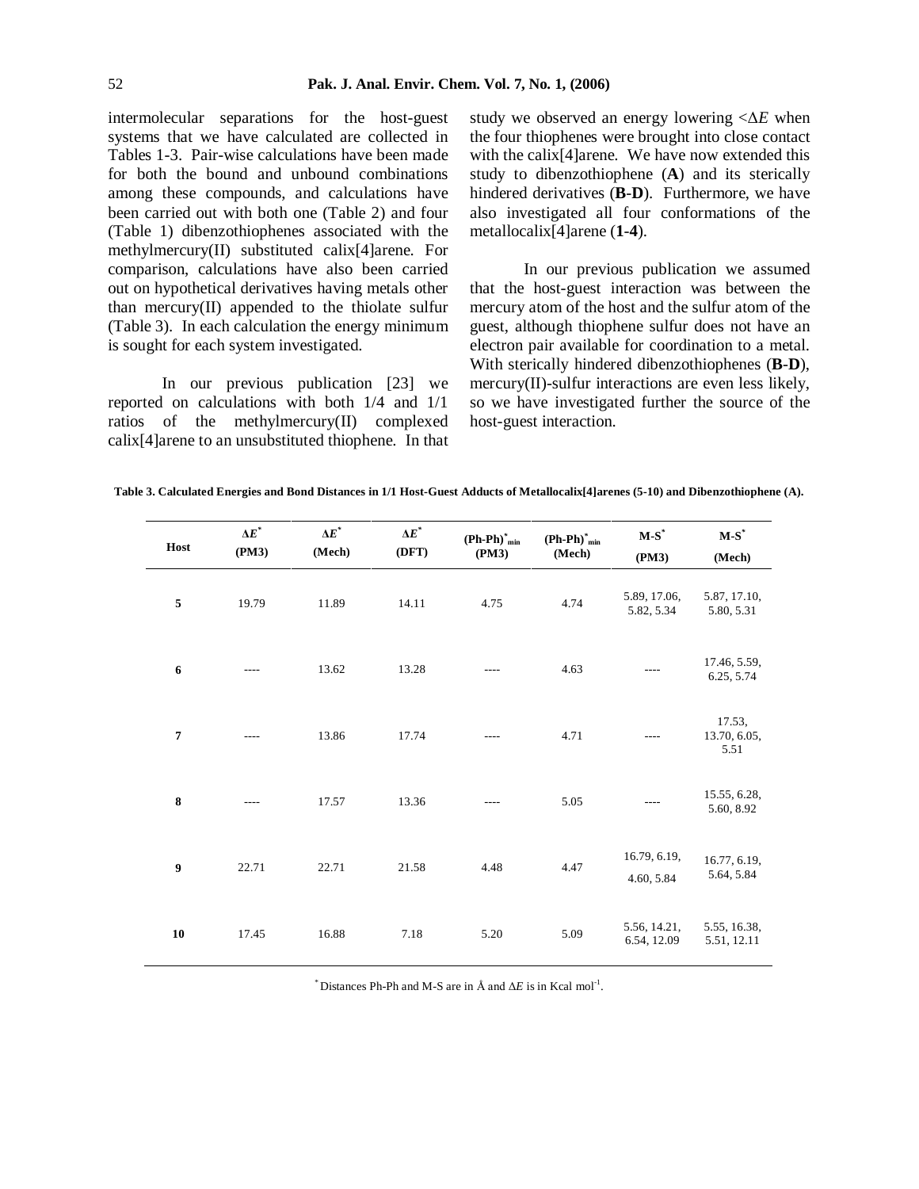intermolecular separations for the host-guest systems that we have calculated are collected in Tables 1-3. Pair-wise calculations have been made for both the bound and unbound combinations among these compounds, and calculations have been carried out with both one (Table 2) and four (Table 1) dibenzothiophenes associated with the methylmercury(II) substituted calix[4]arene. For comparison, calculations have also been carried out on hypothetical derivatives having metals other than mercury(II) appended to the thiolate sulfur (Table 3). In each calculation the energy minimum is sought for each system investigated.

In our previous publication [23] we reported on calculations with both 1/4 and 1/1 ratios of the methylmercury(II) complexed calix[4]arene to an unsubstituted thiophene. In that study we observed an energy lowering <$\Delta E$ when the four thiophenes were brought into close contact with the calix[4]arene. We have now extended this study to dibenzothiophene (**A**) and its sterically hindered derivatives (**B**-**D**). Furthermore, we have also investigated all four conformations of the metallocalix[4]arene (**1**-**4**).

In our previous publication we assumed that the host-guest interaction was between the mercury atom of the host and the sulfur atom of the guest, although thiophene sulfur does not have an electron pair available for coordination to a metal. With sterically hindered dibenzothiophenes (**B**-**D**), mercury(II)-sulfur interactions are even less likely, so we have investigated further the source of the host-guest interaction.

**Table 3. Calculated Energies and Bond Distances in 1/1 Host-Guest Adducts of Metallocalix[4]arenes (5-10) and Dibenzothiophene (A).**

| Host | $\Delta E^*$ (PM3) | $\Delta E^*$ (Mech) | $\Delta E^*$ (DFT) | $(Ph\text{-}Ph)^*_{min}$ (PM3) | $(Ph\text{-}Ph)^*_{min}$ (Mech) | M-S* (PM3) | M-S* (Mech) |
|---|---|---|---|---|---|---|---|
| 5 | 19.79 | 11.89 | 14.11 | 4.75 | 4.74 | 5.89, 17.06, 5.82, 5.34 | 5.87, 17.10, 5.80, 5.31 |
| 6 | ---- | 13.62 | 13.28 | ---- | 4.63 | ---- | 17.46, 5.59, 6.25, 5.74 |
| 7 | ---- | 13.86 | 17.74 | ---- | 4.71 | ---- | 17.53, 13.70, 6.05, 5.51 |
| 8 | ---- | 17.57 | 13.36 | ---- | 5.05 | ---- | 15.55, 6.28, 5.60, 8.92 |
| 9 | 22.71 | 22.71 | 21.58 | 4.48 | 4.47 | 16.79, 6.19, 4.60, 5.84 | 16.77, 6.19, 5.64, 5.84 |
| 10 | 17.45 | 16.88 | 7.18 | 5.20 | 5.09 | 5.56, 14.21, 6.54, 12.09 | 5.55, 16.38, 5.51, 12.11 |

* Distances Ph-Ph and M-S are in Å and $\Delta E$ is in Kcal $mol^{-1}$.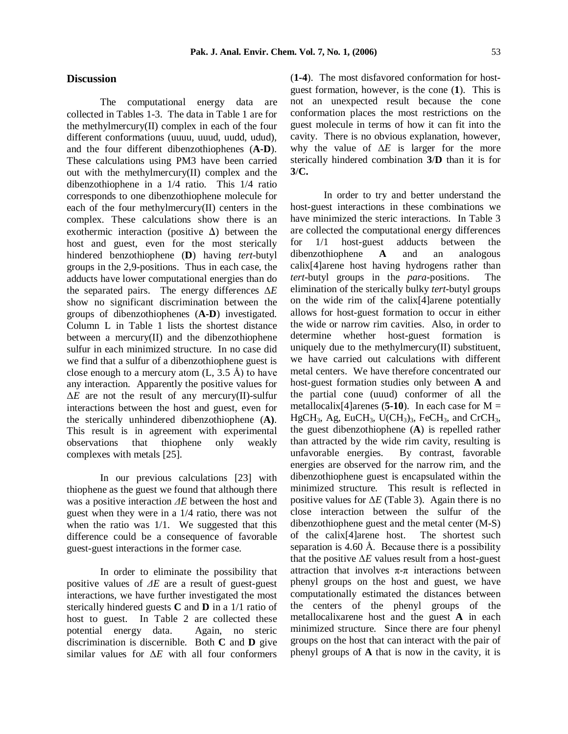## Discussion

The computational energy data are collected in Tables 1-3. The data in Table 1 are for the methylmercury(II) complex in each of the four different conformations (uuuu, uuud, uudd, udud), and the four different dibenzothiophenes (**A**-**D**). These calculations using PM3 have been carried out with the methylmercury(II) complex and the dibenzothiophene in a 1/4 ratio. This 1/4 ratio corresponds to one dibenzothiophene molecule for each of the four methylmercury(II) centers in the complex. These calculations show there is an exothermic interaction (positive $\Delta$) between the host and guest, even for the most sterically hindered benzothiophene (**D**) having *tert*-butyl groups in the 2,9-positions. Thus in each case, the adducts have lower computational energies than do the separated pairs. The energy differences $\Delta E$ show no significant discrimination between the groups of dibenzothiophenes (**A**-**D**) investigated. Column L in Table 1 lists the shortest distance between a mercury(II) and the dibenzothiophene sulfur in each minimized structure. In no case did we find that a sulfur of a dibenzothiophene guest is close enough to a mercury atom (L, 3.5 Å) to have any interaction. Apparently the positive values for $\Delta E$ are not the result of any mercury(II)-sulfur interactions between the host and guest, even for the sterically unhindered dibenzothiophene (**A**). This result is in agreement with experimental observations that thiophene only weakly complexes with metals [25].

In our previous calculations [23] with thiophene as the guest we found that although there was a positive interaction $\Delta E$ between the host and guest when they were in a 1/4 ratio, there was not when the ratio was 1/1. We suggested that this difference could be a consequence of favorable guest-guest interactions in the former case.

In order to eliminate the possibility that positive values of $\Delta E$ are a result of guest-guest interactions, we have further investigated the most sterically hindered guests **C** and **D** in a 1/1 ratio of host to guest. In Table 2 are collected these potential energy data. Again, no steric discrimination is discernible. Both **C** and **D** give similar values for $\Delta E$ with all four conformers (**1-4**). The most disfavored conformation for host-guest formation, however, is the cone (**1**). This is not an unexpected result because the cone conformation places the most restrictions on the guest molecule in terms of how it can fit into the cavity. There is no obvious explanation, however, why the value of $\Delta E$ is larger for the more sterically hindered combination **3**/**D** than it is for **3**/**C.**

In order to try and better understand the host-guest interactions in these combinations we have minimized the steric interactions. In Table 3 are collected the computational energy differences for 1/1 host-guest adducts between the dibenzothiophene **A** and an analogous calix[4]arene host having hydrogens rather than *tert*-butyl groups in the *para*-positions. The elimination of the sterically bulky *tert*-butyl groups on the wide rim of the calix[4]arene potentially allows for host-guest formation to occur in either the wide or narrow rim cavities. Also, in order to determine whether host-guest formation is uniquely due to the methylmercury(II) substituent, we have carried out calculations with different metal centers. We have therefore concentrated our host-guest formation studies only between **A** and the partial cone (uuud) conformer of all the metallocalix[4]arenes (**5-10**). In each case for M = $HgCH_3$, Ag, $EuCH_3$, $U(CH_3)_3$, $FeCH_3$, and $CrCH_3$, the guest dibenzothiophene (**A**) is repelled rather than attracted by the wide rim cavity, resulting is unfavorable energies. By contrast, favorable energies are observed for the narrow rim, and the dibenzothiophene guest is encapsulated within the minimized structure. This result is reflected in positive values for $\Delta E$ (Table 3). Again there is no close interaction between the sulfur of the dibenzothiophene guest and the metal center (M-S) of the calix[4]arene host. The shortest such separation is 4.60 Å. Because there is a possibility that the positive $\Delta E$ values result from a host-guest attraction that involves π-π interactions between phenyl groups on the host and guest, we have computationally estimated the distances between the centers of the phenyl groups of the metallocalixarene host and the guest **A** in each minimized structure. Since there are four phenyl groups on the host that can interact with the pair of phenyl groups of **A** that is now in the cavity, it is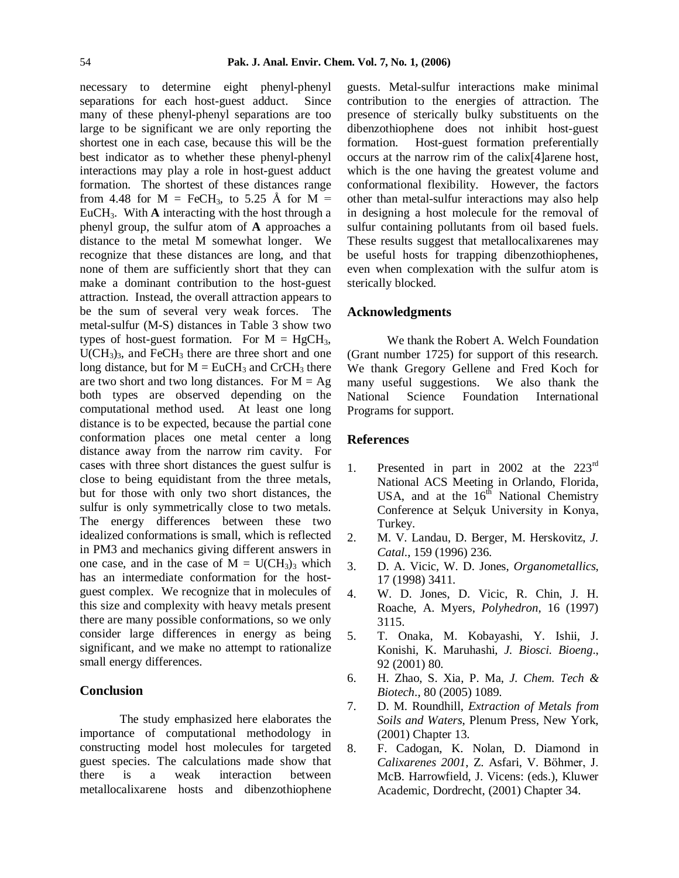necessary to determine eight phenyl-phenyl separations for each host-guest adduct. Since many of these phenyl-phenyl separations are too large to be significant we are only reporting the shortest one in each case, because this will be the best indicator as to whether these phenyl-phenyl interactions may play a role in host-guest adduct formation. The shortest of these distances range from 4.48 for M = $FeCH_3$, to 5.25 Å for M = $EuCH_3$. With **A** interacting with the host through a phenyl group, the sulfur atom of **A** approaches a distance to the metal M somewhat longer. We recognize that these distances are long, and that none of them are sufficiently short that they can make a dominant contribution to the host-guest attraction. Instead, the overall attraction appears to be the sum of several very weak forces. The metal-sulfur (M-S) distances in Table 3 show two types of host-guest formation. For M = $HgCH_3$, $U(CH_3)_3$, and $FeCH_3$ there are three short and one long distance, but for M = $EuCH_3$ and $CrCH_3$ there are two short and two long distances. For M = Ag both types are observed depending on the computational method used. At least one long distance is to be expected, because the partial cone conformation places one metal center a long distance away from the narrow rim cavity. For cases with three short distances the guest sulfur is close to being equidistant from the three metals, but for those with only two short distances, the sulfur is only symmetrically close to two metals. The energy differences between these two idealized conformations is small, which is reflected in PM3 and mechanics giving different answers in one case, and in the case of M = $U(CH_3)_3$ which has an intermediate conformation for the host-guest complex. We recognize that in molecules of this size and complexity with heavy metals present there are many possible conformations, so we only consider large differences in energy as being significant, and we make no attempt to rationalize small energy differences.

## Conclusion

The study emphasized here elaborates the importance of computational methodology in constructing model host molecules for targeted guest species. The calculations made show that there is a weak interaction between metallocalixarene hosts and dibenzothiophene guests. Metal-sulfur interactions make minimal contribution to the energies of attraction. The presence of sterically bulky substituents on the dibenzothiophene does not inhibit host-guest formation. Host-guest formation preferentially occurs at the narrow rim of the calix[4]arene host, which is the one having the greatest volume and conformational flexibility. However, the factors other than metal-sulfur interactions may also help in designing a host molecule for the removal of sulfur containing pollutants from oil based fuels. These results suggest that metallocalixarenes may be useful hosts for trapping dibenzothiophenes, even when complexation with the sulfur atom is sterically blocked.

## Acknowledgments

We thank the Robert A. Welch Foundation (Grant number 1725) for support of this research. We thank Gregory Gellene and Fred Koch for many useful suggestions. We also thank the National Science Foundation International Programs for support.

## References

1. Presented in part in 2002 at the 223rd National ACS Meeting in Orlando, Florida, USA, and at the 16th National Chemistry Conference at Selçuk University in Konya, Turkey.
2. M. V. Landau, D. Berger, M. Herskovitz, *J. Catal.*, 159 (1996) 236.
3. D. A. Vicic, W. D. Jones, *Organometallics*, 17 (1998) 3411.
4. W. D. Jones, D. Vicic, R. Chin, J. H. Roache, A. Myers, *Polyhedron*, 16 (1997) 3115.
5. T. Onaka, M. Kobayashi, Y. Ishii, J. Konishi, K. Maruhashi, *J. Biosci. Bioeng*., 92 (2001) 80.
6. H. Zhao, S. Xia, P. Ma, *J. Chem. Tech & Biotech*., 80 (2005) 1089.
7. D. M. Roundhill, *Extraction of Metals from Soils and Waters*, Plenum Press, New York, (2001) Chapter 13.
8. F. Cadogan, K. Nolan, D. Diamond in *Calixarenes 2001*, Z. Asfari, V. Böhmer, J. McB. Harrowfield, J. Vicens: (eds.), Kluwer Academic, Dordrecht, (2001) Chapter 34.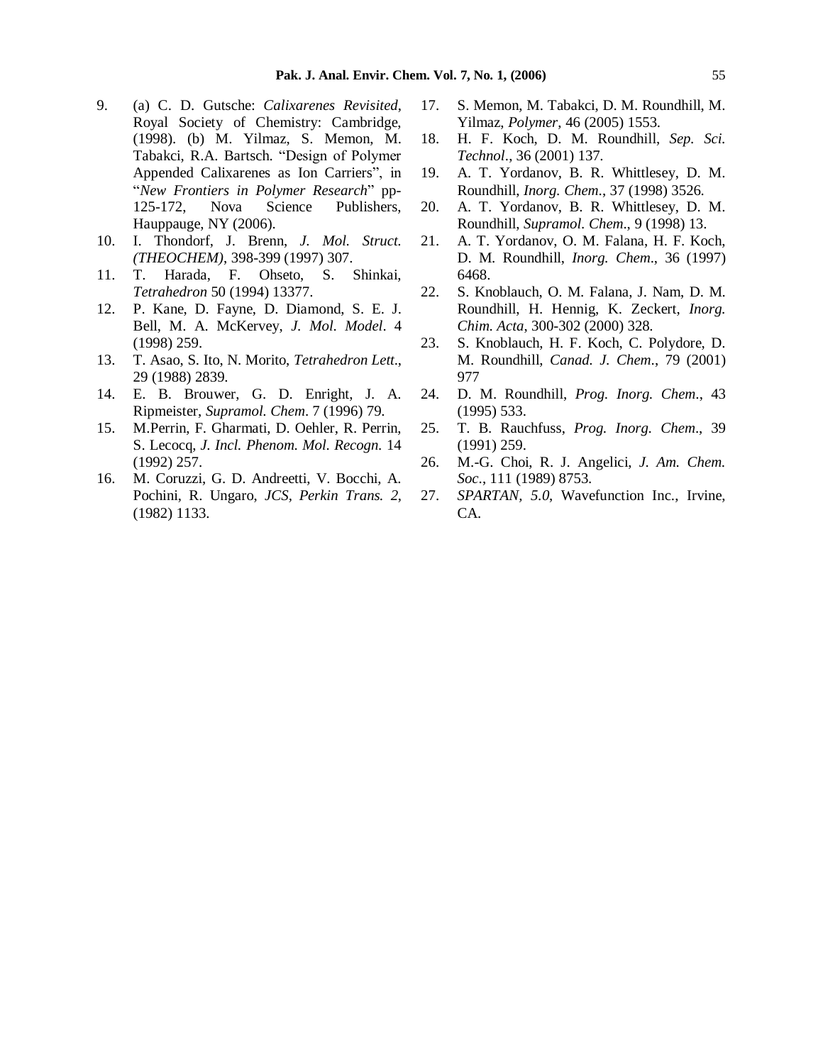9. (a) C. D. Gutsche: *Calixarenes Revisited*, Royal Society of Chemistry: Cambridge, (1998). (b) M. Yilmaz, S. Memon, M. Tabakci, R.A. Bartsch. "Design of Polymer Appended Calixarenes as Ion Carriers", in "*New Frontiers in Polymer Research*" pp-125-172, Nova Science Publishers, Hauppauge, NY (2006).
10. I. Thondorf, J. Brenn, *J. Mol. Struct. (THEOCHEM)*, 398-399 (1997) 307.
11. T. Harada, F. Ohseto, S. Shinkai, *Tetrahedron* 50 (1994) 13377.
12. P. Kane, D. Fayne, D. Diamond, S. E. J. Bell, M. A. McKervey, *J. Mol. Model*. 4 (1998) 259.
13. T. Asao, S. Ito, N. Morito, *Tetrahedron Lett*., 29 (1988) 2839.
14. E. B. Brouwer, G. D. Enright, J. A. Ripmeister, *Supramol. Chem*. 7 (1996) 79.
15. M.Perrin, F. Gharmati, D. Oehler, R. Perrin, S. Lecocq, *J. Incl. Phenom. Mol. Recogn.* 14 (1992) 257.
16. M. Coruzzi, G. D. Andreetti, V. Bocchi, A. Pochini, R. Ungaro, *JCS, Perkin Trans. 2*, (1982) 1133.
17. S. Memon, M. Tabakci, D. M. Roundhill, M. Yilmaz, *Polymer*, 46 (2005) 1553.
18. H. F. Koch, D. M. Roundhill, *Sep. Sci. Technol*., 36 (2001) 137.
19. A. T. Yordanov, B. R. Whittlesey, D. M. Roundhill, *Inorg. Chem*., 37 (1998) 3526.
20. A. T. Yordanov, B. R. Whittlesey, D. M. Roundhill, *Supramol. Chem*., 9 (1998) 13.
21. A. T. Yordanov, O. M. Falana, H. F. Koch, D. M. Roundhill, *Inorg. Chem*., 36 (1997) 6468.
22. S. Knoblauch, O. M. Falana, J. Nam, D. M. Roundhill, H. Hennig, K. Zeckert, *Inorg. Chim. Acta*, 300-302 (2000) 328.
23. S. Knoblauch, H. F. Koch, C. Polydore, D. M. Roundhill, *Canad. J. Chem*., 79 (2001) 977
24. D. M. Roundhill, *Prog. Inorg. Chem*., 43 (1995) 533.
25. T. B. Rauchfuss, *Prog. Inorg. Chem*., 39 (1991) 259.
26. M.-G. Choi, R. J. Angelici, *J. Am. Chem. Soc*., 111 (1989) 8753.
27. *SPARTAN, 5.0*, Wavefunction Inc., Irvine, CA.